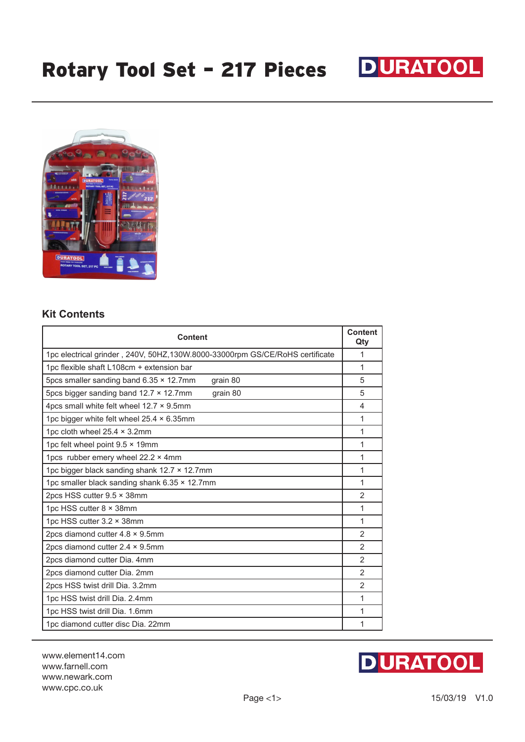# Rotary Tool Set - 217 Pieces

DURATOOL

## Kit Contents

| Content | Content Qty |
|---|---|
| 1pc electrical grinder , 240V, 50HZ,130W.8000-33000rpm GS/CE/RoHS certificate | 1 |
| 1pc flexible shaft L108cm + extension bar | 1 |
| 5pcs smaller sanding band 6.35 × 12.7mm grain 80 | 5 |
| 5pcs bigger sanding band 12.7 × 12.7mm grain 80 | 5 |
| 4pcs small white felt wheel 12.7 × 9.5mm | 4 |
| 1pc bigger white felt wheel 25.4 × 6.35mm | 1 |
| 1pc cloth wheel 25.4 × 3.2mm | 1 |
| 1pc felt wheel point 9.5 × 19mm | 1 |
| 1pcs rubber emery wheel 22.2 × 4mm | 1 |
| 1pc bigger black sanding shank 12.7 × 12.7mm | 1 |
| 1pc smaller black sanding shank 6.35 × 12.7mm | 1 |
| 2pcs HSS cutter 9.5 × 38mm | 2 |
| 1pc HSS cutter 8 × 38mm | 1 |
| 1pc HSS cutter 3.2 × 38mm | 1 |
| 2pcs diamond cutter 4.8 × 9.5mm | 2 |
| 2pcs diamond cutter 2.4 × 9.5mm | 2 |
| 2pcs diamond cutter Dia. 4mm | 2 |
| 2pcs diamond cutter Dia. 2mm | 2 |
| 2pcs HSS twist drill Dia. 3.2mm | 2 |
| 1pc HSS twist drill Dia. 2.4mm | 1 |
| 1pc HSS twist drill Dia. 1.6mm | 1 |
| 1pc diamond cutter disc Dia. 22mm | 1 |

www.element14.com
www.farnell.com
www.newark.com
www.cpc.co.uk

15/03/19 V1.0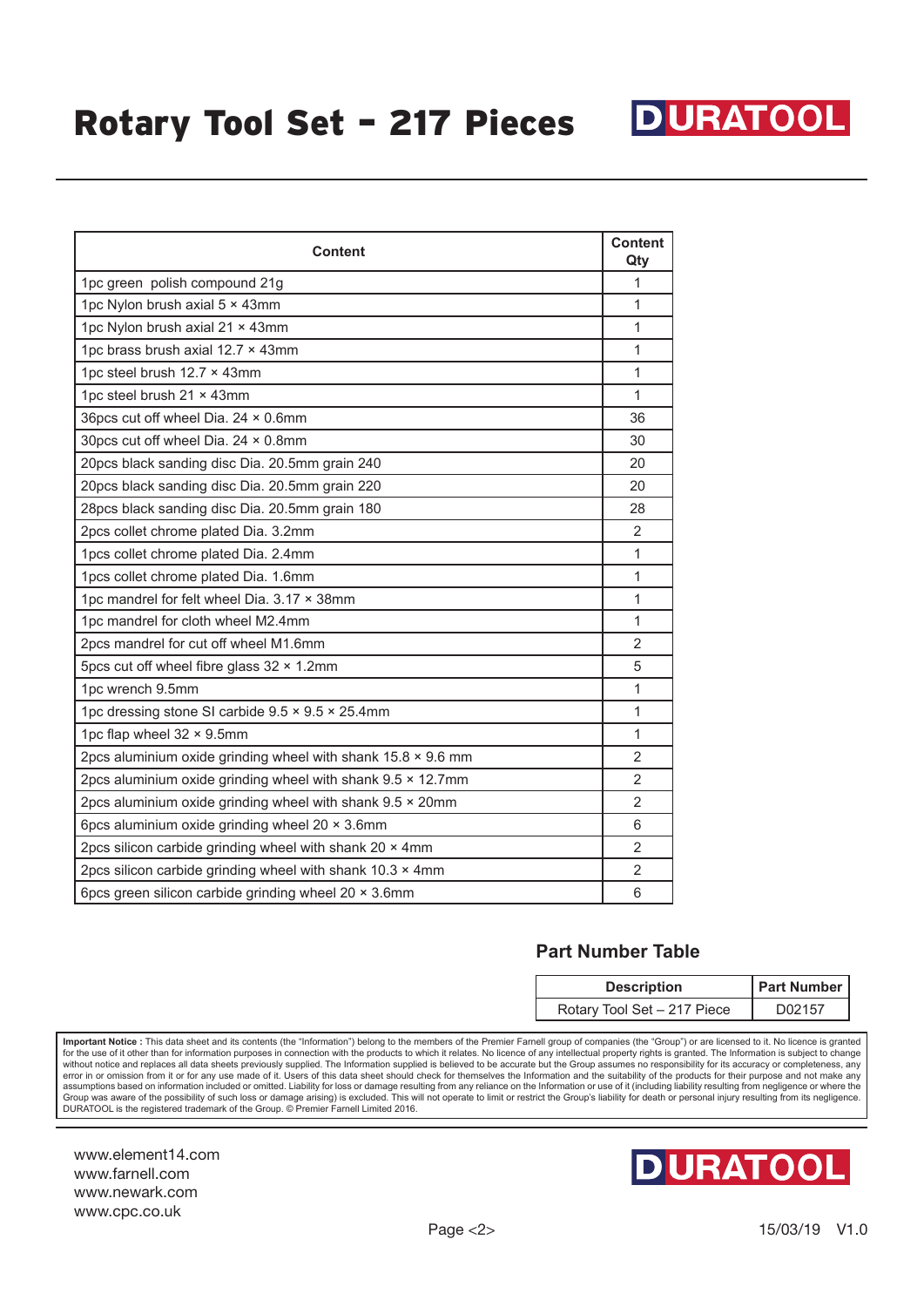# Rotary Tool Set - 217 Pieces

DURATOOL

| Content | Content Qty |
|---|---|
| 1pc green polish compound 21g | 1 |
| 1pc Nylon brush axial 5 × 43mm | 1 |
| 1pc Nylon brush axial 21 × 43mm | 1 |
| 1pc brass brush axial 12.7 × 43mm | 1 |
| 1pc steel brush 12.7 × 43mm | 1 |
| 1pc steel brush 21 × 43mm | 1 |
| 36pcs cut off wheel Dia. 24 × 0.6mm | 36 |
| 30pcs cut off wheel Dia. 24 × 0.8mm | 30 |
| 20pcs black sanding disc Dia. 20.5mm grain 240 | 20 |
| 20pcs black sanding disc Dia. 20.5mm grain 220 | 20 |
| 28pcs black sanding disc Dia. 20.5mm grain 180 | 28 |
| 2pcs collet chrome plated Dia. 3.2mm | 2 |
| 1pcs collet chrome plated Dia. 2.4mm | 1 |
| 1pcs collet chrome plated Dia. 1.6mm | 1 |
| 1pc mandrel for felt wheel Dia. 3.17 × 38mm | 1 |
| 1pc mandrel for cloth wheel M2.4mm | 1 |
| 2pcs mandrel for cut off wheel M1.6mm | 2 |
| 5pcs cut off wheel fibre glass 32 × 1.2mm | 5 |
| 1pc wrench 9.5mm | 1 |
| 1pc dressing stone SI carbide 9.5 × 9.5 × 25.4mm | 1 |
| 1pc flap wheel 32 × 9.5mm | 1 |
| 2pcs aluminium oxide grinding wheel with shank 15.8 × 9.6 mm | 2 |
| 2pcs aluminium oxide grinding wheel with shank 9.5 × 12.7mm | 2 |
| 2pcs aluminium oxide grinding wheel with shank 9.5 × 20mm | 2 |
| 6pcs aluminium oxide grinding wheel 20 × 3.6mm | 6 |
| 2pcs silicon carbide grinding wheel with shank 20 × 4mm | 2 |
| 2pcs silicon carbide grinding wheel with shank 10.3 × 4mm | 2 |
| 6pcs green silicon carbide grinding wheel 20 × 3.6mm | 6 |

## Part Number Table

| Description | Part Number |
|---|---|
| Rotary Tool Set – 217 Piece | D02157 |

**Important Notice :** This data sheet and its contents (the "Information") belong to the members of the Premier Farnell group of companies (the "Group") or are licensed to it. No licence is granted for the use of it other than for information purposes in connection with the products to which it relates. No licence of any intellectual property rights is granted. The Information is subject to change without notice and replaces all data sheets previously supplied. The Information supplied is believed to be accurate but the Group assumes no responsibility for its accuracy or completeness, any error in or omission from it or for any use made of it. Users of this data sheet should check for themselves the Information and the suitability of the products for their purpose and not make any assumptions based on information included or omitted. Liability for loss or damage resulting from any reliance on the Information or use of it (including liability resulting from negligence or where the Group was aware of the possibility of such loss or damage arising) is excluded. This will not operate to limit or restrict the Group's liability for death or personal injury resulting from its negligence. DURATOOL is the registered trademark of the Group. © Premier Farnell Limited 2016.

www.element14.com
www.farnell.com
www.newark.com
www.cpc.co.uk

DURATOOL

15/03/19 V1.0